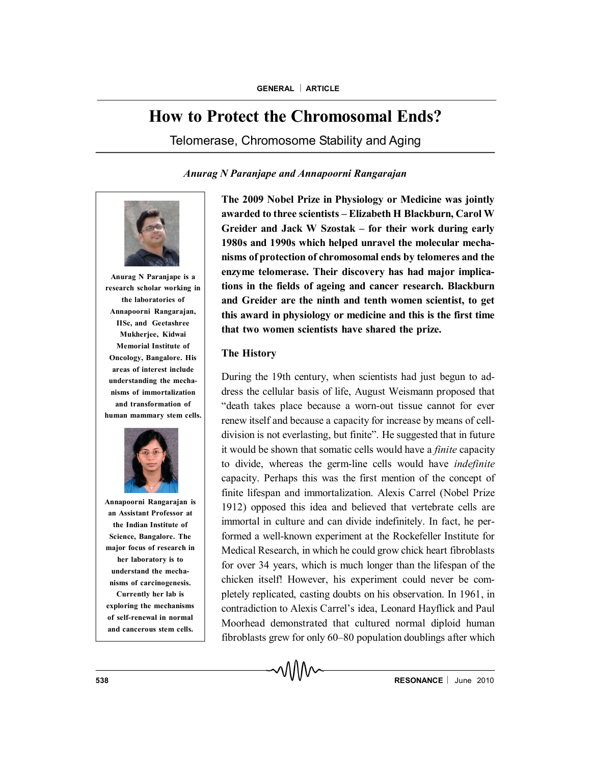# How to Protect the Chromosomal Ends?

## Telomerase, Chromosome Stability and Aging

*Anurag N Paranjape and Annapoorni Rangarajan*

**Anurag N Paranjape is a research scholar working in the laboratories of Annapoorni Rangarajan, IISc, and Geetashree Mukherjee, Kidwai Memorial Institute of Oncology, Bangalore. His areas of interest include understanding the mechanisms of immortalization and transformation of human mammary stem cells.**

**Annapoorni Rangarajan is an Assistant Professor at the Indian Institute of Science, Bangalore. The major focus of research in her laboratory is to understand the mechanisms of carcinogenesis. Currently her lab is exploring the mechanisms of self-renewal in normal and cancerous stem cells.**

**The 2009 Nobel Prize in Physiology or Medicine was jointly awarded to three scientists – Elizabeth H Blackburn, Carol W Greider and Jack W Szostak – for their work during early 1980s and 1990s which helped unravel the molecular mechanisms of protection of chromosomal ends by telomeres and the enzyme telomerase. Their discovery has had major implications in the fields of ageing and cancer research. Blackburn and Greider are the ninth and tenth women scientist, to get this award in physiology or medicine and this is the first time that two women scientists have shared the prize.**

### The History

During the 19th century, when scientists had just begun to address the cellular basis of life, August Weismann proposed that "death takes place because a worn-out tissue cannot for ever renew itself and because a capacity for increase by means of cell-division is not everlasting, but finite". He suggested that in future it would be shown that somatic cells would have a *finite* capacity to divide, whereas the germ-line cells would have *indefinite* capacity. Perhaps this was the first mention of the concept of finite lifespan and immortalization. Alexis Carrel (Nobel Prize 1912) opposed this idea and believed that vertebrate cells are immortal in culture and can divide indefinitely. In fact, he performed a well-known experiment at the Rockefeller Institute for Medical Research, in which he could grow chick heart fibroblasts for over 34 years, which is much longer than the lifespan of the chicken itself! However, his experiment could never be completely replicated, casting doubts on his observation. In 1961, in contradiction to Alexis Carrel's idea, Leonard Hayflick and Paul Moorhead demonstrated that cultured normal diploid human fibroblasts grew for only 60–80 population doublings after which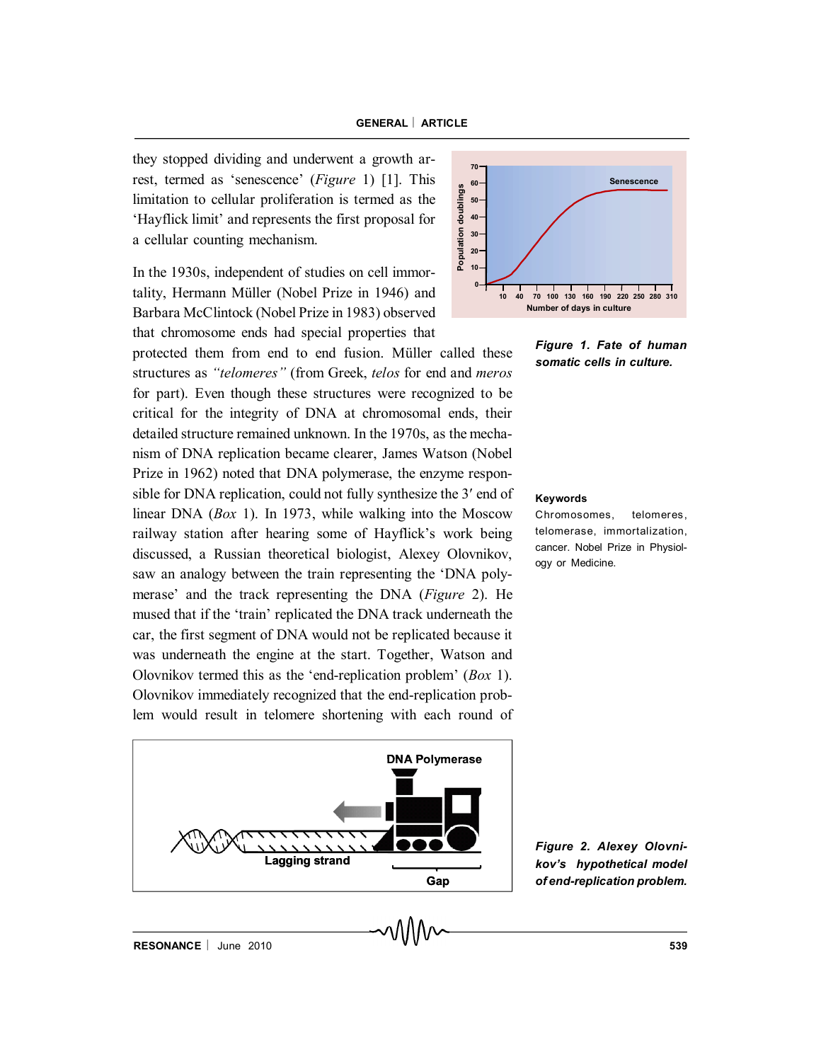they stopped dividing and underwent a growth arrest, termed as 'senescence' (*Figure* 1) [1]. This limitation to cellular proliferation is termed as the 'Hayflick limit' and represents the first proposal for a cellular counting mechanism.

*Figure 1. Fate of human somatic cells in culture.*

In the 1930s, independent of studies on cell immortality, Hermann Müller (Nobel Prize in 1946) and Barbara McClintock (Nobel Prize in 1983) observed that chromosome ends had special properties that protected them from end to end fusion. Müller called these structures as *"telomeres"* (from Greek, *telos* for end and *meros* for part). Even though these structures were recognized to be critical for the integrity of DNA at chromosomal ends, their detailed structure remained unknown. In the 1970s, as the mechanism of DNA replication became clearer, James Watson (Nobel Prize in 1962) noted that DNA polymerase, the enzyme responsible for DNA replication, could not fully synthesize the 3′ end of linear DNA (*Box* 1). In 1973, while walking into the Moscow railway station after hearing some of Hayflick's work being discussed, a Russian theoretical biologist, Alexey Olovnikov, saw an analogy between the train representing the 'DNA polymerase' and the track representing the DNA (*Figure* 2). He mused that if the 'train' replicated the DNA track underneath the car, the first segment of DNA would not be replicated because it was underneath the engine at the start. Together, Watson and Olovnikov termed this as the 'end-replication problem' (*Box* 1). Olovnikov immediately recognized that the end-replication problem would result in telomere shortening with each round of

**Keywords**

Chromosomes, telomeres, telomerase, immortalization, cancer. Nobel Prize in Physiology or Medicine.

*Figure 2. Alexey Olovnikov's hypothetical model of end-replication problem.*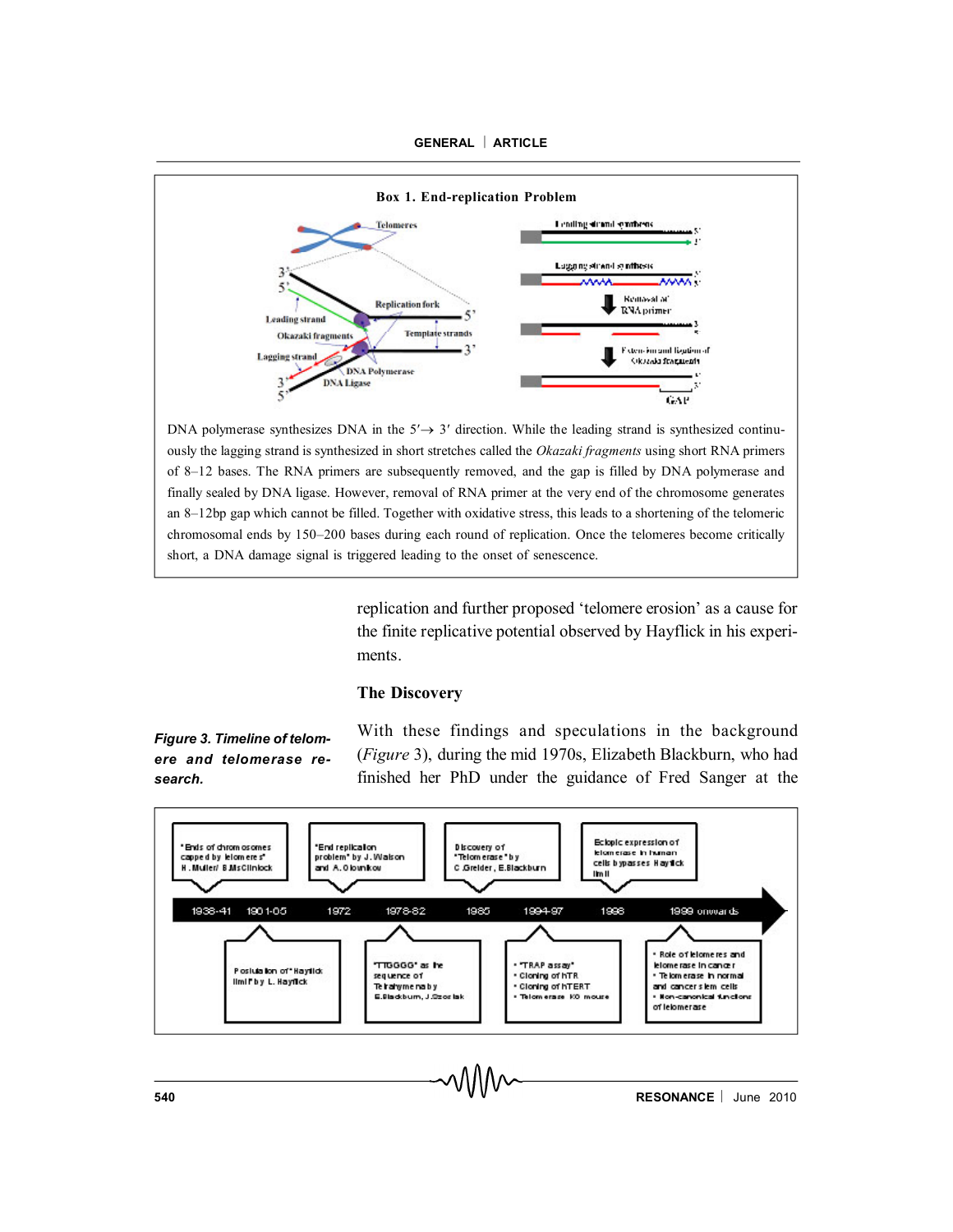## Box 1. End-replication Problem

DNA polymerase synthesizes DNA in the 5′→ 3′ direction. While the leading strand is synthesized continuously the lagging strand is synthesized in short stretches called the *Okazaki fragments* using short RNA primers of 8–12 bases. The RNA primers are subsequently removed, and the gap is filled by DNA polymerase and finally sealed by DNA ligase. However, removal of RNA primer at the very end of the chromosome generates an 8–12bp gap which cannot be filled. Together with oxidative stress, this leads to a shortening of the telomeric chromosomal ends by 150–200 bases during each round of replication. Once the telomeres become critically short, a DNA damage signal is triggered leading to the onset of senescence.

replication and further proposed 'telomere erosion' as a cause for the finite replicative potential observed by Hayflick in his experiments.

### The Discovery

With these findings and speculations in the background (*Figure* 3), during the mid 1970s, Elizabeth Blackburn, who had finished her PhD under the guidance of Fred Sanger at the

***Figure 3. Timeline of telomere and telomerase research.***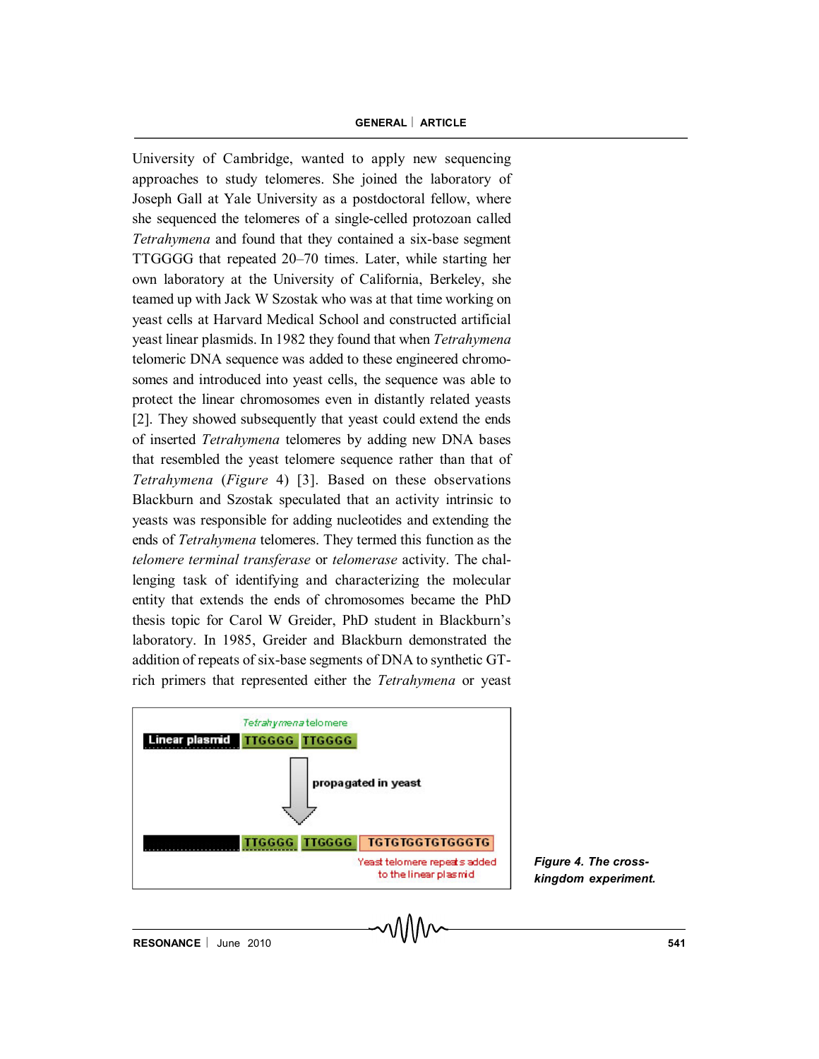University of Cambridge, wanted to apply new sequencing approaches to study telomeres. She joined the laboratory of Joseph Gall at Yale University as a postdoctoral fellow, where she sequenced the telomeres of a single-celled protozoan called *Tetrahymena* and found that they contained a six-base segment TTGGGG that repeated 20–70 times. Later, while starting her own laboratory at the University of California, Berkeley, she teamed up with Jack W Szostak who was at that time working on yeast cells at Harvard Medical School and constructed artificial yeast linear plasmids. In 1982 they found that when *Tetrahymena* telomeric DNA sequence was added to these engineered chromosomes and introduced into yeast cells, the sequence was able to protect the linear chromosomes even in distantly related yeasts [2]. They showed subsequently that yeast could extend the ends of inserted *Tetrahymena* telomeres by adding new DNA bases that resembled the yeast telomere sequence rather than that of *Tetrahymena* (*Figure* 4) [3]. Based on these observations Blackburn and Szostak speculated that an activity intrinsic to yeasts was responsible for adding nucleotides and extending the ends of *Tetrahymena* telomeres. They termed this function as the *telomere terminal transferase* or *telomerase* activity. The challenging task of identifying and characterizing the molecular entity that extends the ends of chromosomes became the PhD thesis topic for Carol W Greider, PhD student in Blackburn's laboratory. In 1985, Greider and Blackburn demonstrated the addition of repeats of six-base segments of DNA to synthetic GT-rich primers that represented either the *Tetrahymena* or yeast

*Tetrahymena* telomere

Linear plasmid | TTGGGG | TTGGGG

propagated in yeast

TTGGGG | TTGGGG | TGTGTGGTGTGGGTG

Yeast telomere repeats added to the linear plasmid

***Figure 4. The cross-kingdom experiment.***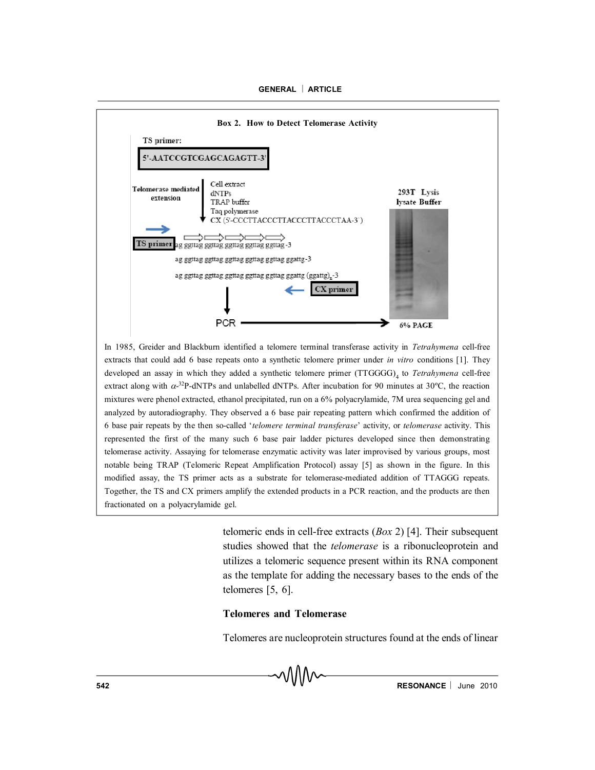**Box 2. How to Detect Telomerase Activity**

TS primer:

5'-AATCCGTCGAGCAGAGTT-3'

Telomerase mediated extension

Cell extract
dNTPs
TRAP buffer
Taq polymerase
CX (5'-CCCTTACCCTTACCCTTACCCTAA-3')

TS primer ag ggttag ggttag ggttag ggttag ggttag -3

ag ggttag ggttag ggttag ggttag ggttag ggattg-3

ag ggttag ggttag ggttag ggttag ggttag ggattg (ggattg)$_n$-3

CX primer

PCR

293T Lysis lysate Buffer

6% PAGE

In 1985, Greider and Blackburn identified a telomere terminal transferase activity in *Tetrahymena* cell-free extracts that could add 6 base repeats onto a synthetic telomere primer under *in vitro* conditions [1]. They developed an assay in which they added a synthetic telomere primer $(TTGGGG)_4$ to *Tetrahymena* cell-free extract along with $\alpha$-$^{32}$P-dNTPs and unlabelled dNTPs. After incubation for 90 minutes at 30ºC, the reaction mixtures were phenol extracted, ethanol precipitated, run on a 6% polyacrylamide, 7M urea sequencing gel and analyzed by autoradiography. They observed a 6 base pair repeating pattern which confirmed the addition of 6 base pair repeats by the then so-called '*telomere terminal transferase*' activity, or *telomerase* activity. This represented the first of the many such 6 base pair ladder pictures developed since then demonstrating telomerase activity. Assaying for telomerase enzymatic activity was later improved by various groups, most notable being TRAP (Telomeric Repeat Amplification Protocol) assay [5] as shown in the figure. In this modified assay, the TS primer acts as a substrate for telomerase-mediated addition of TTAGGG repeats. Together, the TS and CX primers amplify the extended products in a PCR reaction, and the products are then fractionated on a polyacrylamide gel.

telomeric ends in cell-free extracts (*Box* 2) [4]. Their subsequent studies showed that the *telomerase* is a ribonucleoprotein and utilizes a telomeric sequence present within its RNA component as the template for adding the necessary bases to the ends of the telomeres [5, 6].

## Telomeres and Telomerase

Telomeres are nucleoprotein structures found at the ends of linear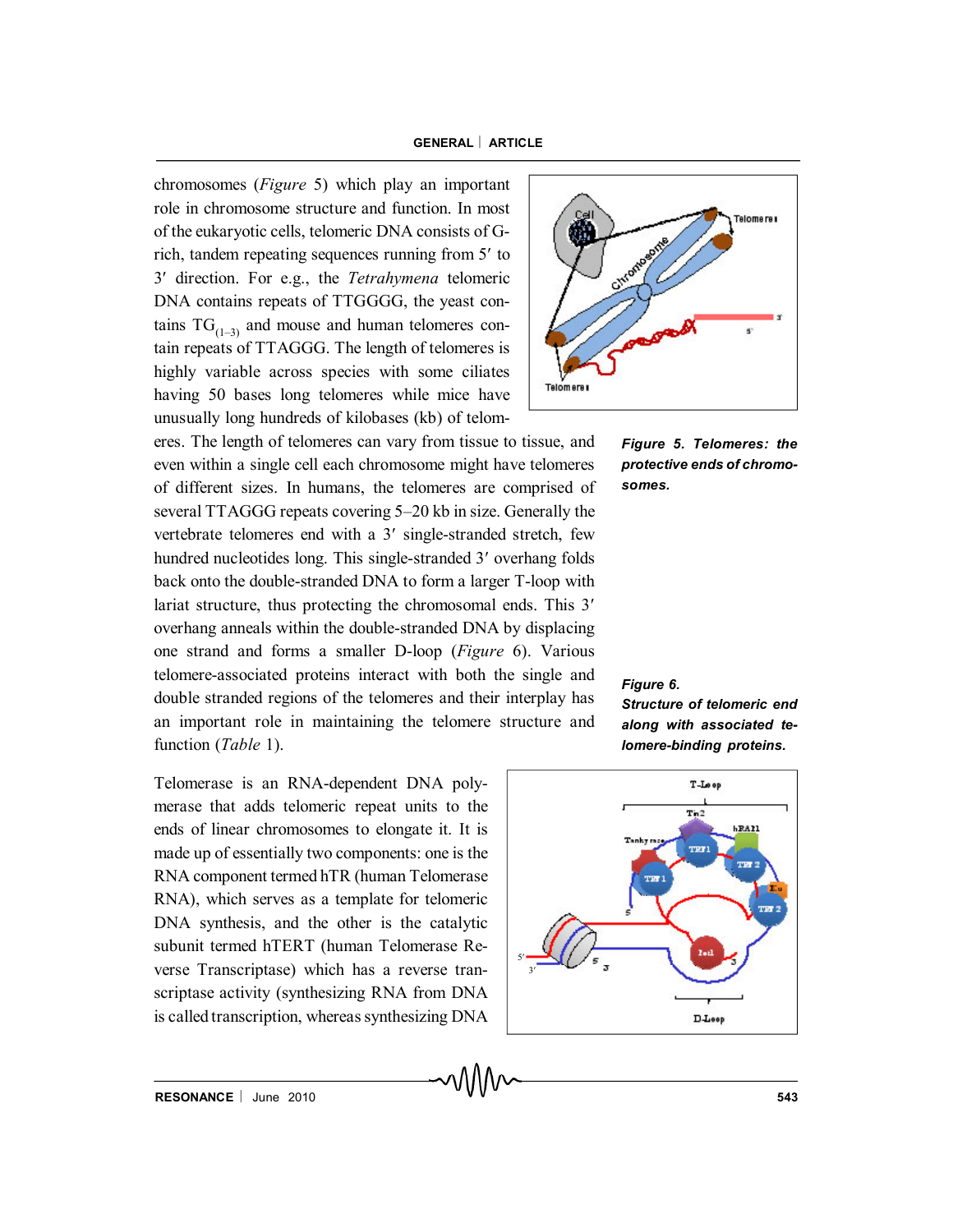chromosomes (*Figure* 5) which play an important role in chromosome structure and function. In most of the eukaryotic cells, telomeric DNA consists of G-rich, tandem repeating sequences running from 5′ to 3′ direction. For e.g., the *Tetrahymena* telomeric DNA contains repeats of TTGGGG, the yeast contains $TG_{(1-3)}$ and mouse and human telomeres contain repeats of TTAGGG. The length of telomeres is highly variable across species with some ciliates having 50 bases long telomeres while mice have unusually long hundreds of kilobases (kb) of telomeres. The length of telomeres can vary from tissue to tissue, and even within a single cell each chromosome might have telomeres of different sizes. In humans, the telomeres are comprised of several TTAGGG repeats covering 5–20 kb in size. Generally the vertebrate telomeres end with a 3′ single-stranded stretch, few hundred nucleotides long. This single-stranded 3′ overhang folds back onto the double-stranded DNA to form a larger T-loop with lariat structure, thus protecting the chromosomal ends. This 3′ overhang anneals within the double-stranded DNA by displacing one strand and forms a smaller D-loop (*Figure* 6). Various telomere-associated proteins interact with both the single and double stranded regions of the telomeres and their interplay has an important role in maintaining the telomere structure and function (*Table* 1).

***Figure 5. Telomeres: the protective ends of chromosomes.***

***Figure 6. Structure of telomeric end along with associated telomere-binding proteins.***

Telomerase is an RNA-dependent DNA polymerase that adds telomeric repeat units to the ends of linear chromosomes to elongate it. It is made up of essentially two components: one is the RNA component termed hTR (human Telomerase RNA), which serves as a template for telomeric DNA synthesis, and the other is the catalytic subunit termed hTERT (human Telomerase Reverse Transcriptase) which has a reverse transcriptase activity (synthesizing RNA from DNA is called transcription, whereas synthesizing DNA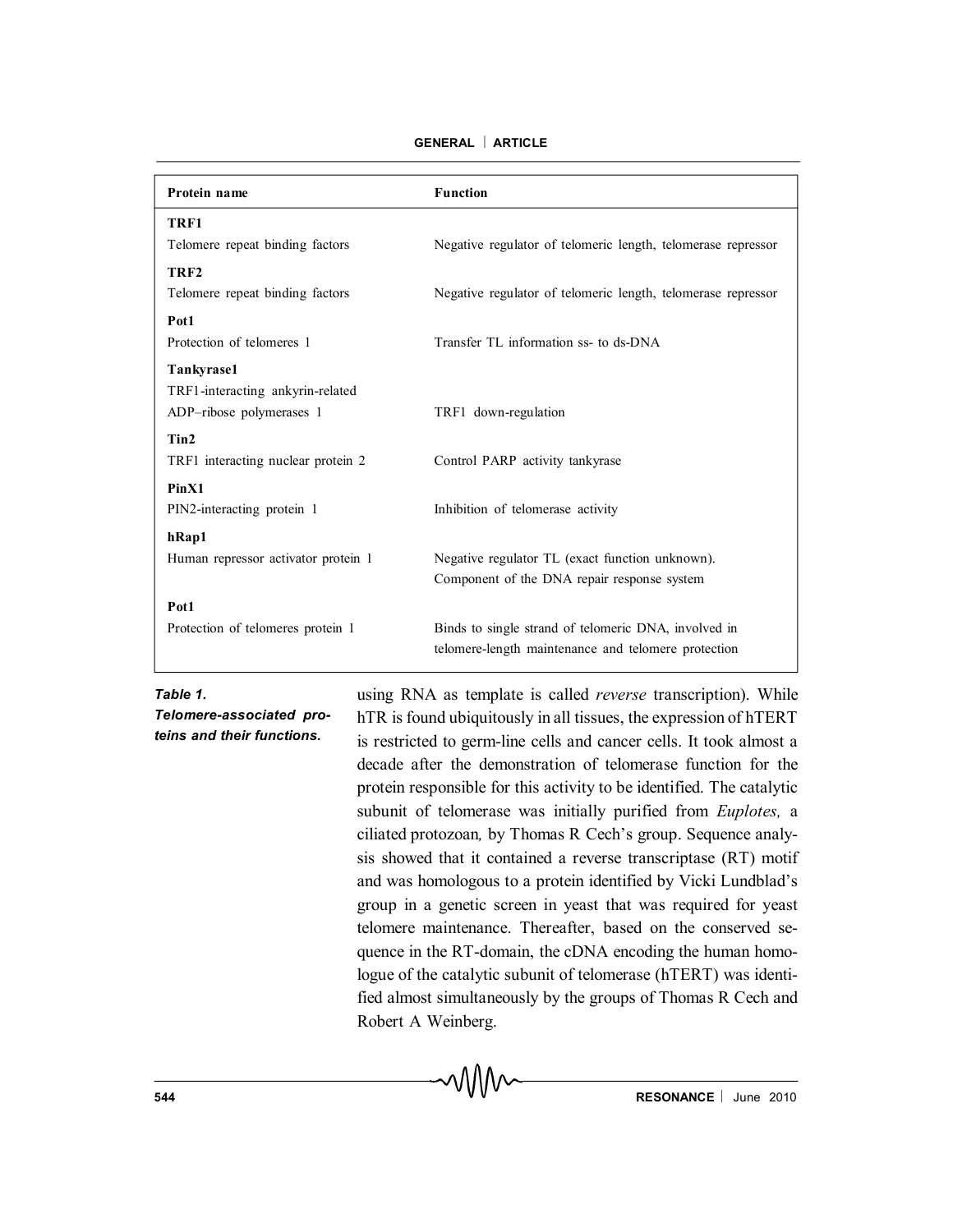| Protein name | Function |
|---|---|
| **TRF1**<br>Telomere repeat binding factors | Negative regulator of telomeric length, telomerase repressor |
| **TRF2**<br>Telomere repeat binding factors | Negative regulator of telomeric length, telomerase repressor |
| **Pot1**<br>Protection of telomeres 1 | Transfer TL information ss- to ds-DNA |
| **Tankyrase1**<br>TRF1-interacting ankyrin-related ADP–ribose polymerases 1 | TRF1 down-regulation |
| **Tin2**<br>TRF1 interacting nuclear protein 2 | Control PARP activity tankyrase |
| **PinX1**<br>PIN2-interacting protein 1 | Inhibition of telomerase activity |
| **hRap1**<br>Human repressor activator protein 1 | Negative regulator TL (exact function unknown). Component of the DNA repair response system |
| **Pot1**<br>Protection of telomeres protein 1 | Binds to single strand of telomeric DNA, involved in telomere-length maintenance and telomere protection |

***Table 1. Telomere-associated proteins and their functions.***

using RNA as template is called *reverse* transcription). While hTR is found ubiquitously in all tissues, the expression of hTERT is restricted to germ-line cells and cancer cells. It took almost a decade after the demonstration of telomerase function for the protein responsible for this activity to be identified. The catalytic subunit of telomerase was initially purified from *Euplotes,* a ciliated protozoan*,* by Thomas R Cech's group. Sequence analysis showed that it contained a reverse transcriptase (RT) motif and was homologous to a protein identified by Vicki Lundblad's group in a genetic screen in yeast that was required for yeast telomere maintenance. Thereafter, based on the conserved sequence in the RT-domain, the cDNA encoding the human homologue of the catalytic subunit of telomerase (hTERT) was identified almost simultaneously by the groups of Thomas R Cech and Robert A Weinberg.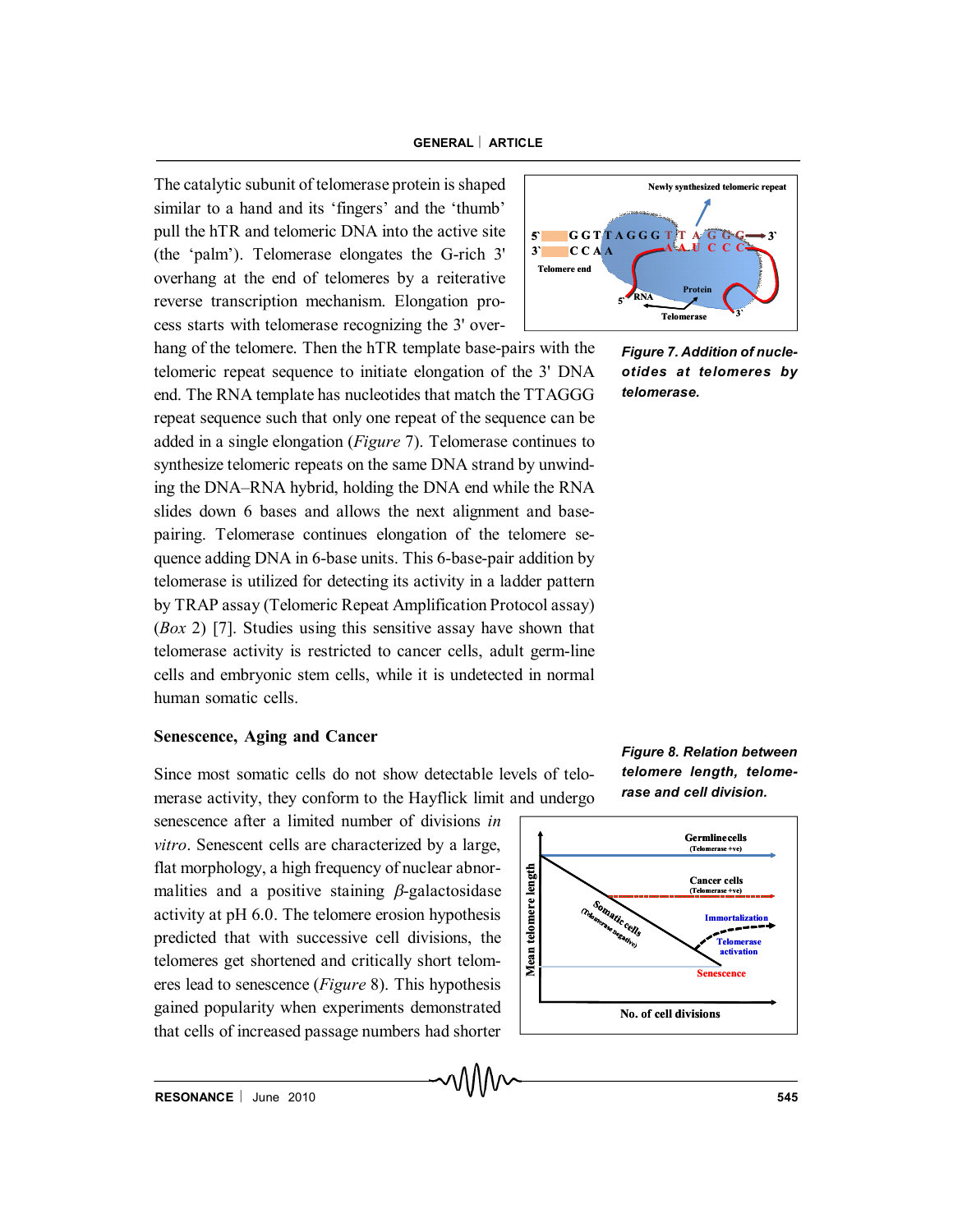The catalytic subunit of telomerase protein is shaped similar to a hand and its 'fingers' and the 'thumb' pull the hTR and telomeric DNA into the active site (the 'palm'). Telomerase elongates the G-rich 3' overhang at the end of telomeres by a reiterative reverse transcription mechanism. Elongation process starts with telomerase recognizing the 3' overhang of the telomere. Then the hTR template base-pairs with the telomeric repeat sequence to initiate elongation of the 3' DNA end. The RNA template has nucleotides that match the TTAGGG repeat sequence such that only one repeat of the sequence can be added in a single elongation (*Figure* 7). Telomerase continues to synthesize telomeric repeats on the same DNA strand by unwinding the DNA–RNA hybrid, holding the DNA end while the RNA slides down 6 bases and allows the next alignment and base-pairing. Telomerase continues elongation of the telomere sequence adding DNA in 6-base units. This 6-base-pair addition by telomerase is utilized for detecting its activity in a ladder pattern by TRAP assay (Telomeric Repeat Amplification Protocol assay) (*Box* 2) [7]. Studies using this sensitive assay have shown that telomerase activity is restricted to cancer cells, adult germ-line cells and embryonic stem cells, while it is undetected in normal human somatic cells.

***Figure 7. Addition of nucleotides at telomeres by telomerase.***

## Senescence, Aging and Cancer

Since most somatic cells do not show detectable levels of telomerase activity, they conform to the Hayflick limit and undergo senescence after a limited number of divisions *in vitro*. Senescent cells are characterized by a large, flat morphology, a high frequency of nuclear abnormalities and a positive staining $\beta$-galactosidase activity at pH 6.0. The telomere erosion hypothesis predicted that with successive cell divisions, the telomeres get shortened and critically short telomeres lead to senescence (*Figure* 8). This hypothesis gained popularity when experiments demonstrated that cells of increased passage numbers had shorter

***Figure 8. Relation between telomere length, telomerase and cell division.***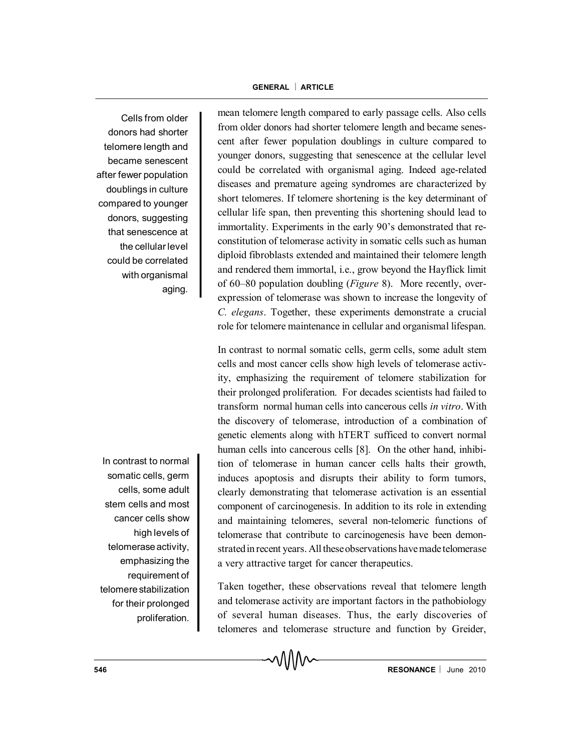mean telomere length compared to early passage cells. Also cells from older donors had shorter telomere length and became senescent after fewer population doublings in culture compared to younger donors, suggesting that senescence at the cellular level could be correlated with organismal aging. Indeed age-related diseases and premature ageing syndromes are characterized by short telomeres. If telomere shortening is the key determinant of cellular life span, then preventing this shortening should lead to immortality. Experiments in the early 90's demonstrated that reconstitution of telomerase activity in somatic cells such as human diploid fibroblasts extended and maintained their telomere length and rendered them immortal, i.e., grow beyond the Hayflick limit of 60–80 population doubling (*Figure* 8). More recently, overexpression of telomerase was shown to increase the longevity of *C. elegans*. Together, these experiments demonstrate a crucial role for telomere maintenance in cellular and organismal lifespan.

> Cells from older donors had shorter telomere length and became senescent after fewer population doublings in culture compared to younger donors, suggesting that senescence at the cellular level could be correlated with organismal aging.

In contrast to normal somatic cells, germ cells, some adult stem cells and most cancer cells show high levels of telomerase activity, emphasizing the requirement of telomere stabilization for their prolonged proliferation. For decades scientists had failed to transform normal human cells into cancerous cells *in vitro*. With the discovery of telomerase, introduction of a combination of genetic elements along with hTERT sufficed to convert normal human cells into cancerous cells [8]. On the other hand, inhibition of telomerase in human cancer cells halts their growth, induces apoptosis and disrupts their ability to form tumors, clearly demonstrating that telomerase activation is an essential component of carcinogenesis. In addition to its role in extending and maintaining telomeres, several non-telomeric functions of telomerase that contribute to carcinogenesis have been demonstrated in recent years. All these observations have made telomerase a very attractive target for cancer therapeutics.

> In contrast to normal somatic cells, germ cells, some adult stem cells and most cancer cells show high levels of telomerase activity, emphasizing the requirement of telomere stabilization for their prolonged proliferation.

Taken together, these observations reveal that telomere length and telomerase activity are important factors in the pathobiology of several human diseases. Thus, the early discoveries of telomeres and telomerase structure and function by Greider,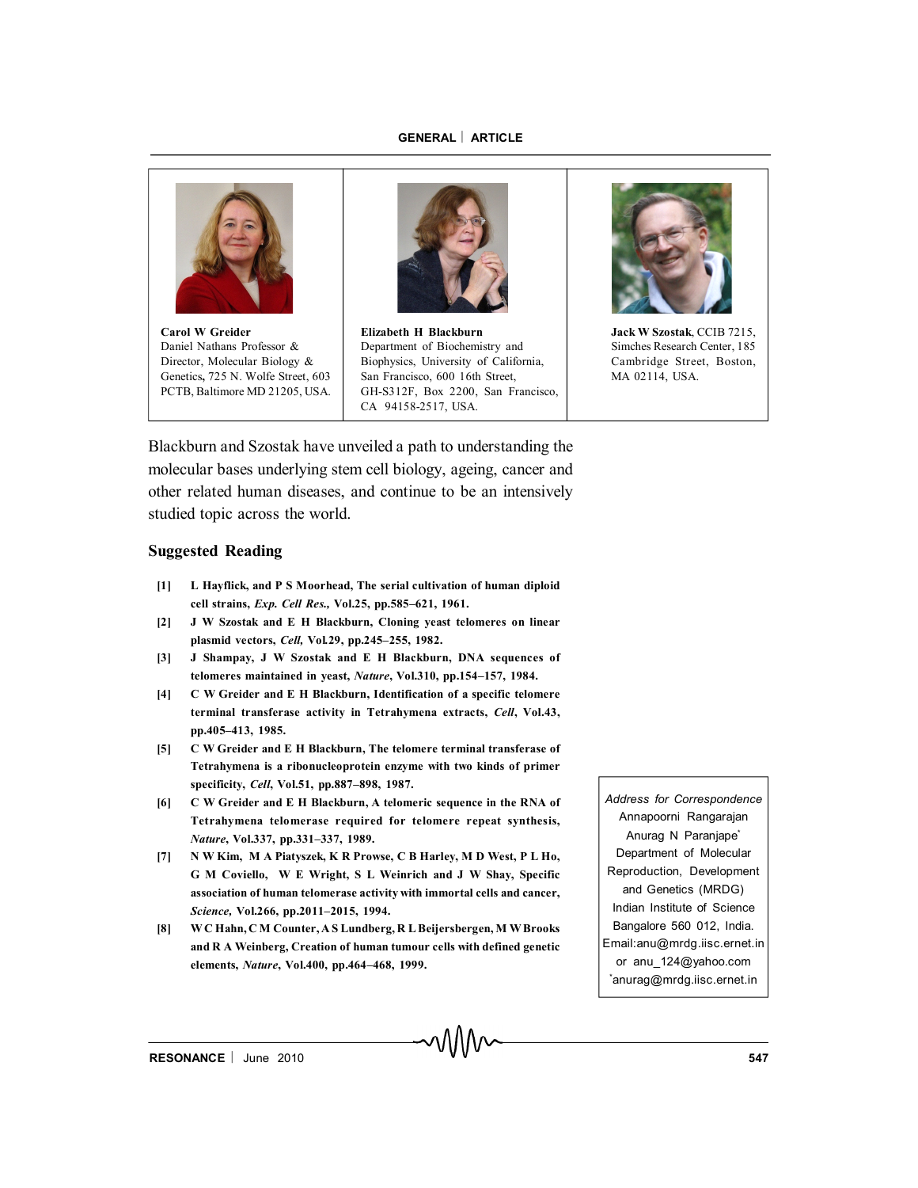**Carol W Greider**
Daniel Nathans Professor & Director, Molecular Biology & Genetics, 725 N. Wolfe Street, 603 PCTB, Baltimore MD 21205, USA.

**Elizabeth H Blackburn**
Department of Biochemistry and Biophysics, University of California, San Francisco, 600 16th Street, GH-S312F, Box 2200, San Francisco, CA 94158-2517, USA.

**Jack W Szostak**, CCIB 7215, Simches Research Center, 185 Cambridge Street, Boston, MA 02114, USA.

Blackburn and Szostak have unveiled a path to understanding the molecular bases underlying stem cell biology, ageing, cancer and other related human diseases, and continue to be an intensively studied topic across the world.

## Suggested Reading

[1] L Hayflick, and P S Moorhead, The serial cultivation of human diploid cell strains, *Exp. Cell Res.,* Vol.25, pp.585–621, 1961.

[2] J W Szostak and E H Blackburn, Cloning yeast telomeres on linear plasmid vectors, *Cell,* Vol.29, pp.245–255, 1982.

[3] J Shampay, J W Szostak and E H Blackburn, DNA sequences of telomeres maintained in yeast, *Nature*, Vol.310, pp.154–157, 1984.

[4] C W Greider and E H Blackburn, Identification of a specific telomere terminal transferase activity in Tetrahymena extracts, *Cell*, Vol.43, pp.405–413, 1985.

[5] C W Greider and E H Blackburn, The telomere terminal transferase of Tetrahymena is a ribonucleoprotein enzyme with two kinds of primer specificity, *Cell*, Vol.51, pp.887–898, 1987.

[6] C W Greider and E H Blackburn, A telomeric sequence in the RNA of Tetrahymena telomerase required for telomere repeat synthesis, *Nature*, Vol.337, pp.331–337, 1989.

[7] N W Kim, M A Piatyszek, K R Prowse, C B Harley, M D West, P L Ho, G M Coviello, W E Wright, S L Weinrich and J W Shay, Specific association of human telomerase activity with immortal cells and cancer, *Science,* Vol.266, pp.2011–2015, 1994.

[8] W C Hahn, C M Counter, A S Lundberg, R L Beijersbergen, M W Brooks and R A Weinberg, Creation of human tumour cells with defined genetic elements, *Nature*, Vol.400, pp.464–468, 1999.

*Address for Correspondence*
Annapoorni Rangarajan
Anurag N Paranjape*
Department of Molecular Reproduction, Development and Genetics (MRDG)
Indian Institute of Science
Bangalore 560 012, India.
Email:anu@mrdg.iisc.ernet.in or anu_124@yahoo.com
*anurag@mrdg.iisc.ernet.in